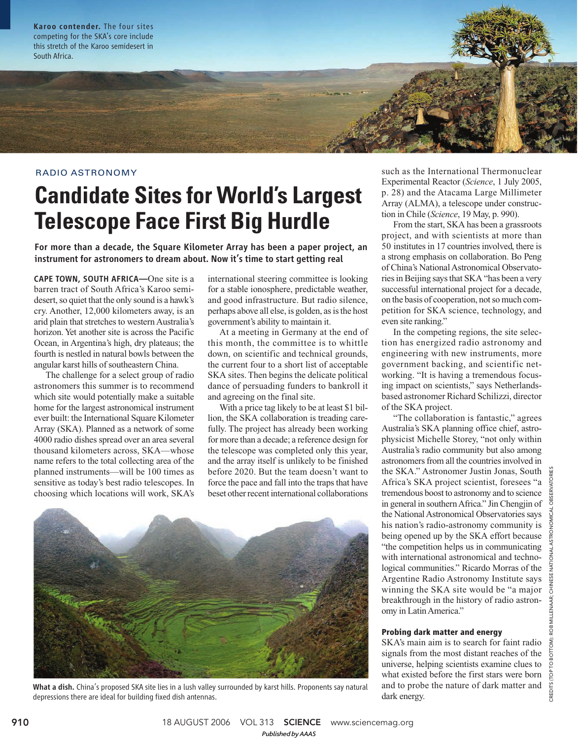**Karoo contender.** The four sites competing for the SKA's core include this stretch of the Karoo semidesert in South Africa.

RADIO ASTRONOMY

# Candidate Sites for World's Largest Telescope Face First Big Hurdle

**For more than a decade, the Square Kilometer Array has been a paper project, an instrument for astronomers to dream about. Now it's time to start getting real**

**CAPE TOWN, SOUTH AFRICA—**One site is a barren tract of South Africa's Karoo semidesert, so quiet that the only sound is a hawk's cry. Another, 12,000 kilometers away, is an arid plain that stretches to western Australia's horizon. Yet another site is across the Pacific Ocean, in Argentina's high, dry plateaus; the fourth is nestled in natural bowls between the angular karst hills of southeastern China.

The challenge for a select group of radio astronomers this summer is to recommend which site would potentially make a suitable home for the largest astronomical instrument ever built: the International Square Kilometer Array (SKA). Planned as a network of some 4000 radio dishes spread over an area several thousand kilometers across, SKA—whose name refers to the total collecting area of the planned instruments—will be 100 times as sensitive as today's best radio telescopes. In choosing which locations will work, SKA's international steering committee is looking for a stable ionosphere, predictable weather, and good infrastructure. But radio silence, perhaps above all else, is golden, as is the host government's ability to maintain it.

At a meeting in Germany at the end of this month, the committee is to whittle down, on scientific and technical grounds, the current four to a short list of acceptable SKA sites. Then begins the delicate political dance of persuading funders to bankroll it and agreeing on the final site.

With a price tag likely to be at least $1 billion, the SKA collaboration is treading carefully. The project has already been working for more than a decade; a reference design for the telescope was completed only this year, and the array itself is unlikely to be finished before 2020. But the team doesn't want to force the pace and fall into the traps that have beset other recent international collaborations such as the International Thermonuclear Experimental Reactor (*Science*, 1 July 2005, p. 28) and the Atacama Large Millimeter Array (ALMA), a telescope under construction in Chile (*Science*, 19 May, p. 990).

From the start, SKA has been a grassroots project, and with scientists at more than 50 institutes in 17 countries involved, there is a strong emphasis on collaboration. Bo Peng of China's National Astronomical Observatories in Beijing says that SKA "has been a very successful international project for a decade, on the basis of cooperation, not so much competition for SKA science, technology, and even site ranking."

In the competing regions, the site selection has energized radio astronomy and engineering with new instruments, more government backing, and scientific networking. "It is having a tremendous focusing impact on scientists," says Netherlands-based astronomer Richard Schilizzi, director of the SKA project.

"The collaboration is fantastic," agrees Australia's SKA planning office chief, astrophysicist Michelle Storey, "not only within Australia's radio community but also among astronomers from all the countries involved in the SKA." Astronomer Justin Jonas, South Africa's SKA project scientist, foresees "a tremendous boost to astronomy and to science in general in southern Africa." Jin Chengjin of the National Astronomical Observatories says his nation's radio-astronomy community is being opened up by the SKA effort because "the competition helps us in communicating with international astronomical and technological communities." Ricardo Morras of the Argentine Radio Astronomy Institute says winning the SKA site would be "a major breakthrough in the history of radio astronomy in Latin America."

**What a dish.** China's proposed SKA site lies in a lush valley surrounded by karst hills. Proponents say natural depressions there are ideal for building fixed dish antennas.

### Probing dark matter and energy

SKA's main aim is to search for faint radio signals from the most distant reaches of the universe, helping scientists examine clues to what existed before the first stars were born and to probe the nature of dark matter and dark energy.

CREDITS (TOP TO BOTTOM): ROB MILLENAAR; CHINESE NATIONAL ASTRONOMICAL OBSERVATORIES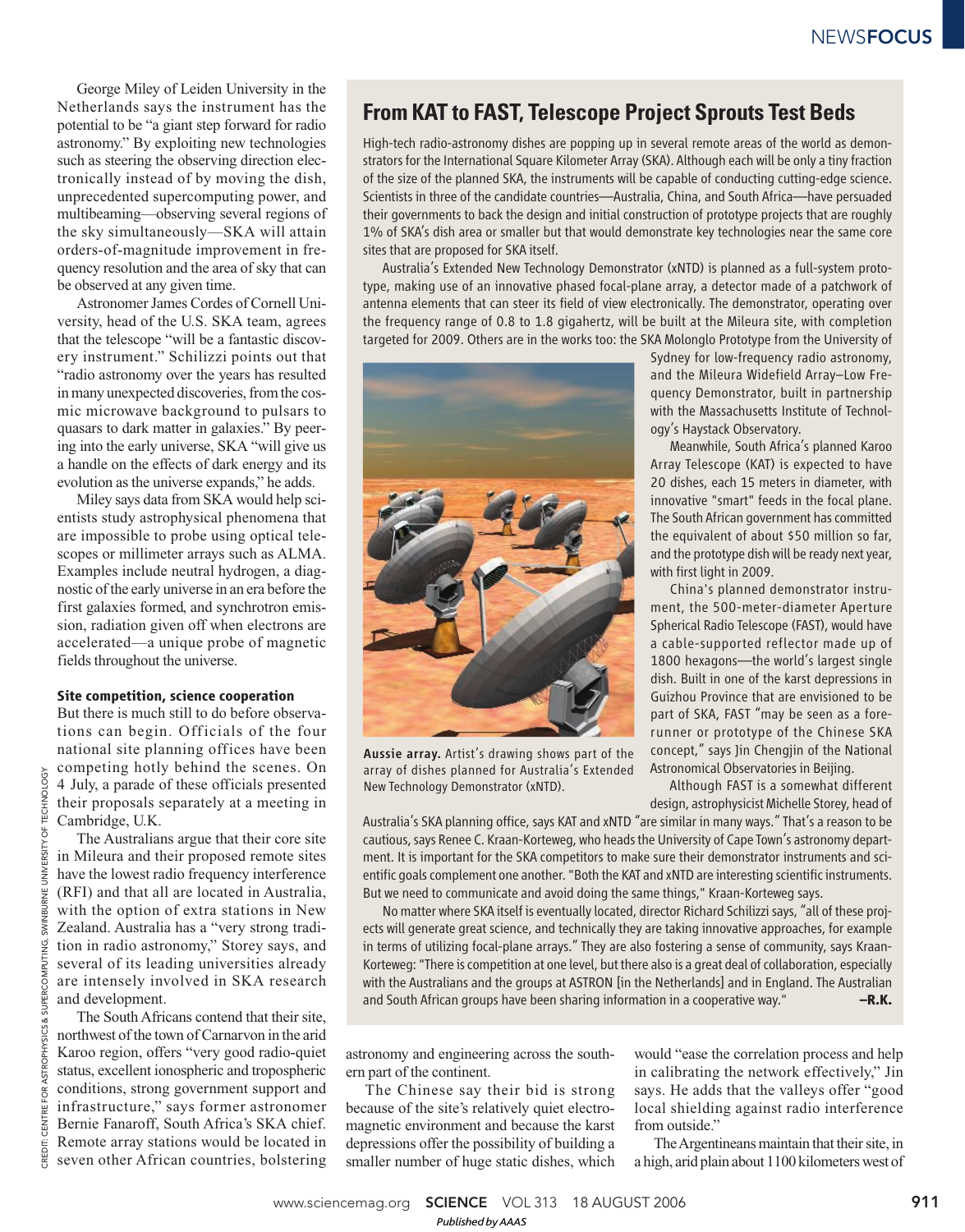George Miley of Leiden University in the Netherlands says the instrument has the potential to be "a giant step forward for radio astronomy." By exploiting new technologies such as steering the observing direction electronically instead of by moving the dish, unprecedented supercomputing power, and multibeaming—observing several regions of the sky simultaneously—SKA will attain orders-of-magnitude improvement in frequency resolution and the area of sky that can be observed at any given time.

Astronomer James Cordes of Cornell University, head of the U.S. SKA team, agrees that the telescope "will be a fantastic discovery instrument." Schilizzi points out that "radio astronomy over the years has resulted in many unexpected discoveries, from the cosmic microwave background to pulsars to quasars to dark matter in galaxies." By peering into the early universe, SKA "will give us a handle on the effects of dark energy and its evolution as the universe expands," he adds.

Miley says data from SKA would help scientists study astrophysical phenomena that are impossible to probe using optical telescopes or millimeter arrays such as ALMA. Examples include neutral hydrogen, a diagnostic of the early universe in an era before the first galaxies formed, and synchrotron emission, radiation given off when electrons are accelerated—a unique probe of magnetic fields throughout the universe.

### Site competition, science cooperation

But there is much still to do before observations can begin. Officials of the four national site planning offices have been competing hotly behind the scenes. On 4 July, a parade of these officials presented their proposals separately at a meeting in Cambridge, U.K.

The Australians argue that their core site in Mileura and their proposed remote sites have the lowest radio frequency interference (RFI) and that all are located in Australia, with the option of extra stations in New Zealand. Australia has a "very strong tradition in radio astronomy," Storey says, and several of its leading universities already are intensely involved in SKA research and development.

The South Africans contend that their site, northwest of the town of Carnarvon in the arid Karoo region, offers "very good radio-quiet status, excellent ionospheric and tropospheric conditions, strong government support and infrastructure," says former astronomer Bernie Fanaroff, South Africa's SKA chief. Remote array stations would be located in seven other African countries, bolstering astronomy and engineering across the southern part of the continent.

The Chinese say their bid is strong because of the site's relatively quiet electromagnetic environment and because the karst depressions offer the possibility of building a smaller number of huge static dishes, which would "ease the correlation process and help in calibrating the network effectively," Jin says. He adds that the valleys offer "good local shielding against radio interference from outside."

The Argentineans maintain that their site, in a high, arid plain about 1100 kilometers west of

## From KAT to FAST, Telescope Project Sprouts Test Beds

High-tech radio-astronomy dishes are popping up in several remote areas of the world as demonstrators for the International Square Kilometer Array (SKA). Although each will be only a tiny fraction of the size of the planned SKA, the instruments will be capable of conducting cutting-edge science. Scientists in three of the candidate countries—Australia, China, and South Africa—have persuaded their governments to back the design and initial construction of prototype projects that are roughly 1% of SKA's dish area or smaller but that would demonstrate key technologies near the same core sites that are proposed for SKA itself.

Australia's Extended New Technology Demonstrator (xNTD) is planned as a full-system prototype, making use of an innovative phased focal-plane array, a detector made of a patchwork of antenna elements that can steer its field of view electronically. The demonstrator, operating over the frequency range of 0.8 to 1.8 gigahertz, will be built at the Mileura site, with completion targeted for 2009. Others are in the works too: the SKA Molonglo Prototype from the University of Sydney for low-frequency radio astronomy, and the Mileura Widefield Array–Low Frequency Demonstrator, built in partnership with the Massachusetts Institute of Technology's Haystack Observatory.

**Aussie array.** Artist's drawing shows part of the array of dishes planned for Australia's Extended New Technology Demonstrator (xNTD).

Meanwhile, South Africa's planned Karoo Array Telescope (KAT) is expected to have 20 dishes, each 15 meters in diameter, with innovative "smart" feeds in the focal plane. The South African government has committed the equivalent of about $50 million so far, and the prototype dish will be ready next year, with first light in 2009.

China's planned demonstrator instrument, the 500-meter-diameter Aperture Spherical Radio Telescope (FAST), would have a cable-supported reflector made up of 1800 hexagons—the world's largest single dish. Built in one of the karst depressions in Guizhou Province that are envisioned to be part of SKA, FAST "may be seen as a forerunner or prototype of the Chinese SKA concept," says Jin Chengjin of the National Astronomical Observatories in Beijing.

Although FAST is a somewhat different design, astrophysicist Michelle Storey, head of Australia's SKA planning office, says KAT and xNTD "are similar in many ways." That's a reason to be cautious, says Renee C. Kraan-Korteweg, who heads the University of Cape Town's astronomy department. It is important for the SKA competitors to make sure their demonstrator instruments and scientific goals complement one another. "Both the KAT and xNTD are interesting scientific instruments. But we need to communicate and avoid doing the same things," Kraan-Korteweg says.

No matter where SKA itself is eventually located, director Richard Schilizzi says, "all of these projects will generate great science, and technically they are taking innovative approaches, for example in terms of utilizing focal-plane arrays." They are also fostering a sense of community, says Kraan-Korteweg: "There is competition at one level, but there also is a great deal of collaboration, especially with the Australians and the groups at ASTRON [in the Netherlands] and in England. The Australian and South African groups have been sharing information in a cooperative way."

**–R.K.**

CREDIT: CENTRE FOR ASTROPHYSICS & SUPERCOMPUTING, SWINBURNE UNIVERSITY OF TECHNOLOGY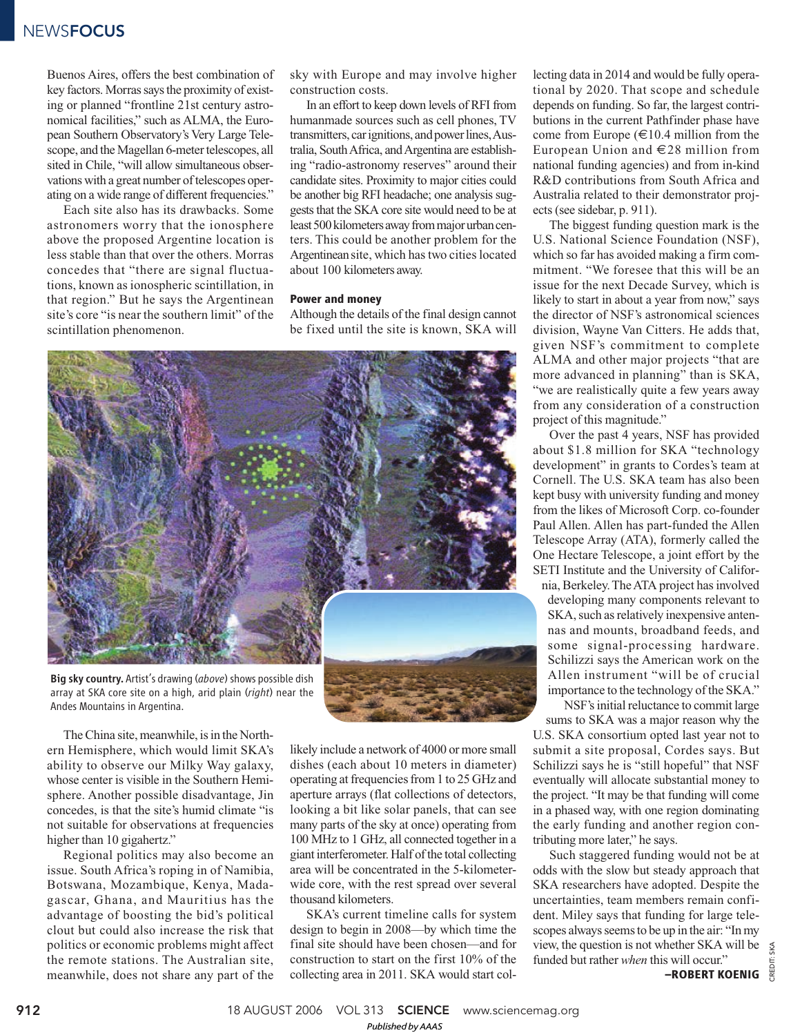Buenos Aires, offers the best combination of key factors. Morras says the proximity of existing or planned "frontline 21st century astronomical facilities," such as ALMA, the European Southern Observatory's Very Large Telescope, and the Magellan 6-meter telescopes, all sited in Chile, "will allow simultaneous observations with a great number of telescopes operating on a wide range of different frequencies."

Each site also has its drawbacks. Some astronomers worry that the ionosphere above the proposed Argentine location is less stable than that over the others. Morras concedes that "there are signal fluctuations, known as ionospheric scintillation, in that region." But he says the Argentinean site's core "is near the southern limit" of the scintillation phenomenon.

The China site, meanwhile, is in the Northern Hemisphere, which would limit SKA's ability to observe our Milky Way galaxy, whose center is visible in the Southern Hemisphere. Another possible disadvantage, Jin concedes, is that the site's humid climate "is not suitable for observations at frequencies higher than 10 gigahertz."

Regional politics may also become an issue. South Africa's roping in of Namibia, Botswana, Mozambique, Kenya, Madagascar, Ghana, and Mauritius has the advantage of boosting the bid's political clout but could also increase the risk that politics or economic problems might affect the remote stations. The Australian site, meanwhile, does not share any part of the sky with Europe and may involve higher construction costs.

In an effort to keep down levels of RFI from humanmade sources such as cell phones, TV transmitters, car ignitions, and power lines, Australia, South Africa, and Argentina are establishing "radio-astronomy reserves" around their candidate sites. Proximity to major cities could be another big RFI headache; one analysis suggests that the SKA core site would need to be at least 500 kilometers away from major urban centers. This could be another problem for the Argentinean site, which has two cities located about 100 kilometers away.

**Big sky country.** Artist's drawing (*above*) shows possible dish array at SKA core site on a high, arid plain (*right*) near the Andes Mountains in Argentina.

### Power and money

Although the details of the final design cannot be fixed until the site is known, SKA will likely include a network of 4000 or more small dishes (each about 10 meters in diameter) operating at frequencies from 1 to 25 GHz and aperture arrays (flat collections of detectors, looking a bit like solar panels, that can see many parts of the sky at once) operating from 100 MHz to 1 GHz, all connected together in a giant interferometer. Half of the total collecting area will be concentrated in the 5-kilometer-wide core, with the rest spread over several thousand kilometers.

SKA's current timeline calls for system design to begin in 2008—by which time the final site should have been chosen—and for construction to start on the first 10% of the collecting area in 2011. SKA would start collecting data in 2014 and would be fully operational by 2020. That scope and schedule depends on funding. So far, the largest contributions in the current Pathfinder phase have come from Europe (€10.4 million from the European Union and €28 million from national funding agencies) and from in-kind R&D contributions from South Africa and Australia related to their demonstrator projects (see sidebar, p. 911).

The biggest funding question mark is the U.S. National Science Foundation (NSF), which so far has avoided making a firm commitment. "We foresee that this will be an issue for the next Decade Survey, which is likely to start in about a year from now," says the director of NSF's astronomical sciences division, Wayne Van Citters. He adds that, given NSF's commitment to complete ALMA and other major projects "that are more advanced in planning" than is SKA, "we are realistically quite a few years away from any consideration of a construction project of this magnitude."

Over the past 4 years, NSF has provided about $1.8 million for SKA "technology development" in grants to Cordes's team at Cornell. The U.S. SKA team has also been kept busy with university funding and money from the likes of Microsoft Corp. co-founder Paul Allen. Allen has part-funded the Allen Telescope Array (ATA), formerly called the One Hectare Telescope, a joint effort by the SETI Institute and the University of California, Berkeley. The ATA project has involved developing many components relevant to SKA, such as relatively inexpensive antennas and mounts, broadband feeds, and some signal-processing hardware. Schilizzi says the American work on the Allen instrument "will be of crucial importance to the technology of the SKA."

NSF's initial reluctance to commit large sums to SKA was a major reason why the U.S. SKA consortium opted last year not to submit a site proposal, Cordes says. But Schilizzi says he is "still hopeful" that NSF eventually will allocate substantial money to the project. "It may be that funding will come in a phased way, with one region dominating the early funding and another region contributing more later," he says.

Such staggered funding would not be at odds with the slow but steady approach that SKA researchers have adopted. Despite the uncertainties, team members remain confident. Miley says that funding for large telescopes always seems to be up in the air: "In my view, the question is not whether SKA will be funded but rather *when* this will occur."

**–ROBERT KOENIG**